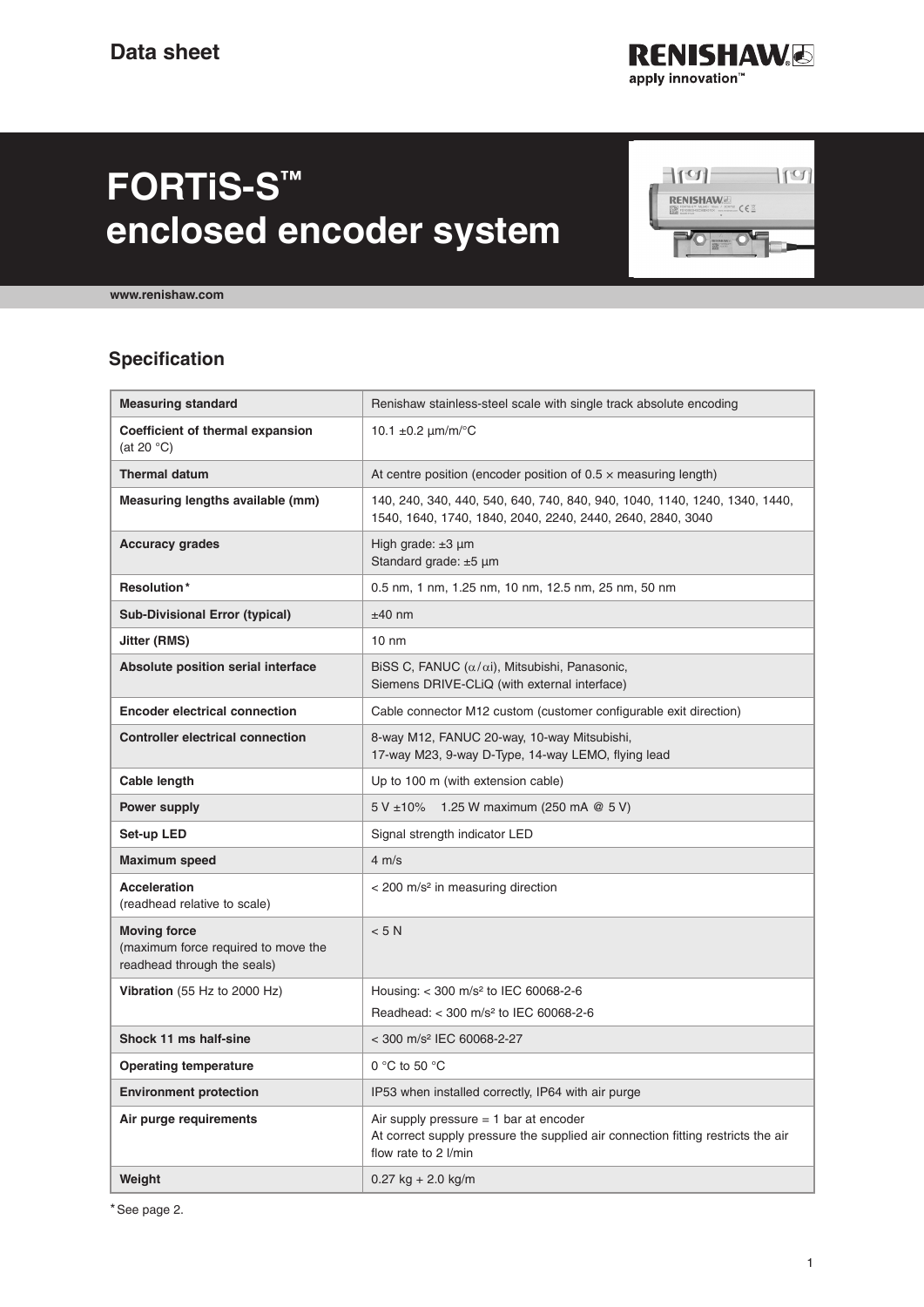Data sheet

# FORTiS-S™ enclosed encoder system

www.renishaw.com

## Specification

| **Measuring standard** | Renishaw stainless-steel scale with single track absolute encoding |
|---|---|
| **Coefficient of thermal expansion** (at 20 °C) | 10.1 ±0.2 µm/m/°C |
| **Thermal datum** | At centre position (encoder position of 0.5 × measuring length) |
| **Measuring lengths available (mm)** | 140, 240, 340, 440, 540, 640, 740, 840, 940, 1040, 1140, 1240, 1340, 1440, 1540, 1640, 1740, 1840, 2040, 2240, 2440, 2640, 2840, 3040 |
| **Accuracy grades** | High grade: ±3 µm<br>Standard grade: ±5 µm |
| **Resolution*** | 0.5 nm, 1 nm, 1.25 nm, 10 nm, 12.5 nm, 25 nm, 50 nm |
| **Sub-Divisional Error (typical)** | ±40 nm |
| **Jitter (RMS)** | 10 nm |
| **Absolute position serial interface** | BiSS C, FANUC ($\alpha/\alpha$i), Mitsubishi, Panasonic, Siemens DRIVE-CLiQ (with external interface) |
| **Encoder electrical connection** | Cable connector M12 custom (customer configurable exit direction) |
| **Controller electrical connection** | 8-way M12, FANUC 20-way, 10-way Mitsubishi, 17-way M23, 9-way D-Type, 14-way LEMO, flying lead |
| **Cable length** | Up to 100 m (with extension cable) |
| **Power supply** | 5 V ±10% 1.25 W maximum (250 mA @ 5 V) |
| **Set-up LED** | Signal strength indicator LED |
| **Maximum speed** | 4 m/s |
| **Acceleration** (readhead relative to scale) | < 200 m/s² in measuring direction |
| **Moving force** (maximum force required to move the readhead through the seals) | < 5 N |
| **Vibration** (55 Hz to 2000 Hz) | Housing: < 300 m/s² to IEC 60068-2-6<br>Readhead: < 300 m/s² to IEC 60068-2-6 |
| **Shock 11 ms half-sine** | < 300 m/s² IEC 60068-2-27 |
| **Operating temperature** | 0 °C to 50 °C |
| **Environment protection** | IP53 when installed correctly, IP64 with air purge |
| **Air purge requirements** | Air supply pressure = 1 bar at encoder<br>At correct supply pressure the supplied air connection fitting restricts the air flow rate to 2 l/min |
| **Weight** | 0.27 kg + 2.0 kg/m |

*See page 2.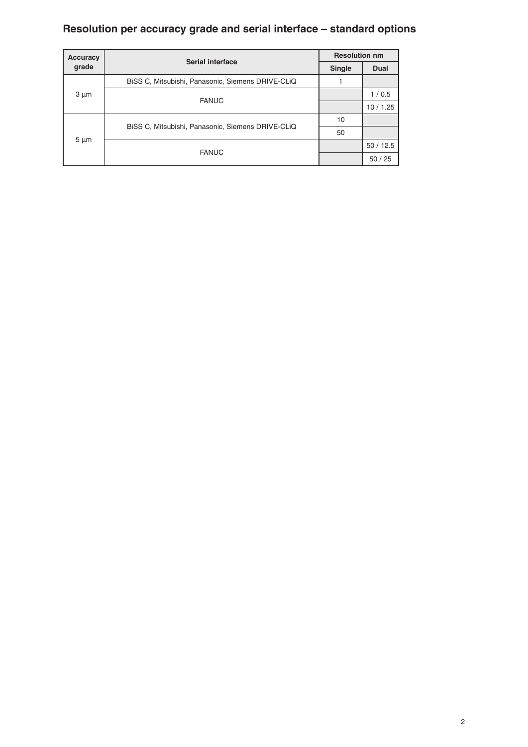## Resolution per accuracy grade and serial interface – standard options

| Accuracy grade | Serial interface | Resolution nm | |
|---|---|---|---|
| | | Single | Dual |
| 3 µm | BiSS C, Mitsubishi, Panasonic, Siemens DRIVE-CLiQ | 1 | |
| | FANUC | | 1 / 0.5 |
| | | | 10 / 1.25 |
| 5 µm | BiSS C, Mitsubishi, Panasonic, Siemens DRIVE-CLiQ | 10 | |
| | | 50 | |
| | FANUC | | 50 / 12.5 |
| | | | 50 / 25 |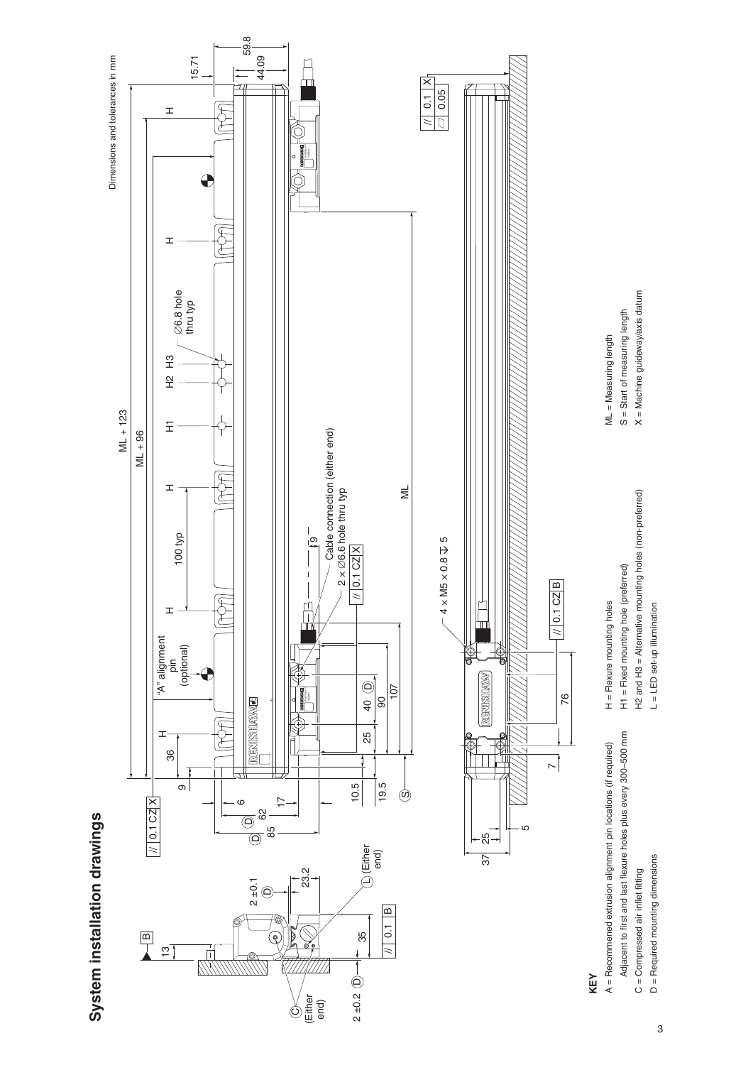# System installation drawings

Dimensions and tolerances in mm

**KEY**

A = Recommened extrusion alignment pin locations (if required)
 Adjacent to first and last flexure holes plus every 300–500 mm

C = Compressed air inlet fitting

D = Required mounting dimensions

H = Flexure mounting holes

H1 = Fixed mounting hole (preferred)

H2 and H3 = Alternative mounting holes (non-preferred)

L = LED set-up illumination

ML = Measuring length

S = Start of measuring length

X = Machine guideway/axis datum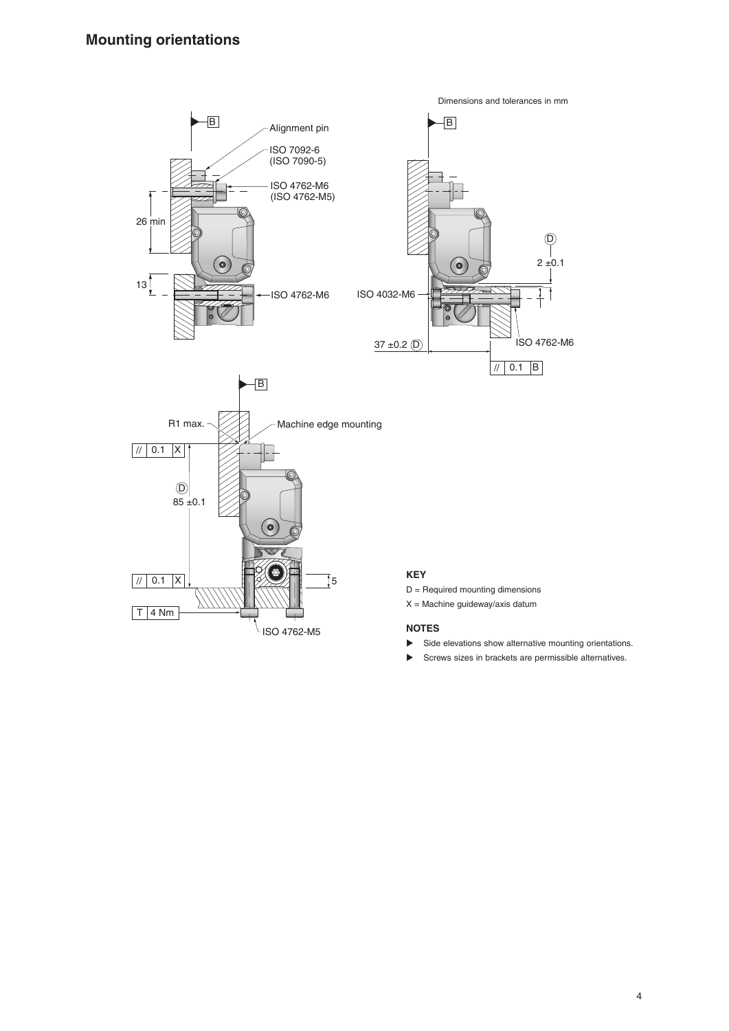# Mounting orientations

Dimensions and tolerances in mm

B

Alignment pin

ISO 7092-6
(ISO 7090-5)

ISO 4762-M6
(ISO 4762-M5)

26 min

13

ISO 4762-M6

B

D

2 ±0.1

ISO 4032-M6

37 ±0.2 D

ISO 4762-M6

// 0.1 B

B

R1 max.

Machine edge mounting

// 0.1 X

D
85 ±0.1

// 0.1 X

5

T 4 Nm

ISO 4762-M5

**KEY**

D = Required mounting dimensions

X = Machine guideway/axis datum

**NOTES**

- Side elevations show alternative mounting orientations.
- Screws sizes in brackets are permissible alternatives.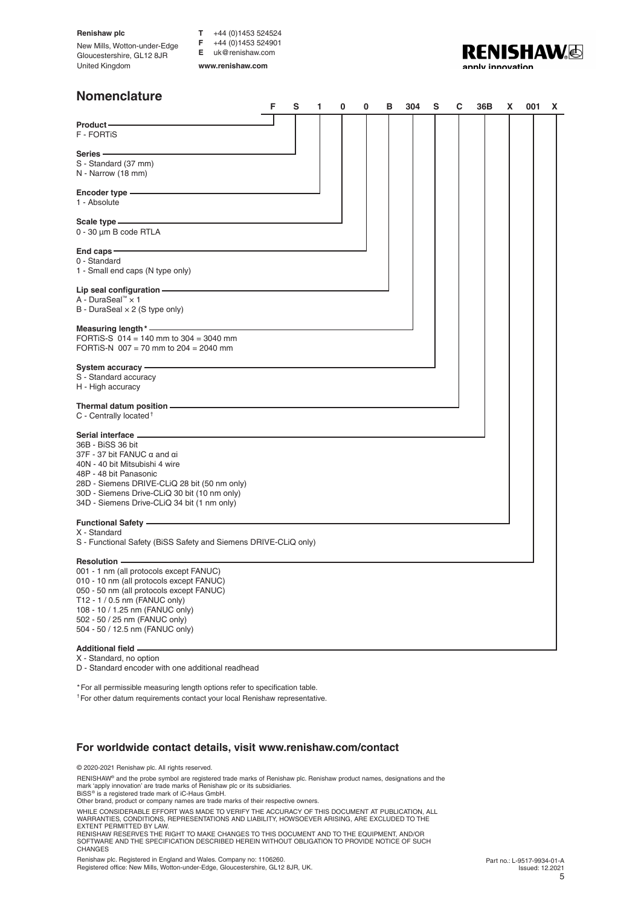Renishaw plc

New Mills, Wotton-under-Edge
Gloucestershire, GL12 8JR
United Kingdom

**T** +44 (0)1453 524524
**F** +44 (0)1453 524901
**E** uk@renishaw.com

**www.renishaw.com**

## Nomenclature

F S 1 0 0 B 304 S C 36B X 001 X

**Product**
F - FORTiS

**Series**
S - Standard (37 mm)
N - Narrow (18 mm)

**Encoder type**
1 - Absolute

**Scale type**
0 - 30 µm B code RTLA

**End caps**
0 - Standard
1 - Small end caps (N type only)

**Lip seal configuration**
A - DuraSeal™ × 1
B - DuraSeal × 2 (S type only)

**Measuring length***
FORTiS-S 014 = 140 mm to 304 = 3040 mm
FORTiS-N 007 = 70 mm to 204 = 2040 mm

**System accuracy**
S - Standard accuracy
H - High accuracy

**Thermal datum position**
C - Centrally located†

**Serial interface**
36B - BiSS 36 bit
37F - 37 bit FANUC α and αi
40N - 40 bit Mitsubishi 4 wire
48P - 48 bit Panasonic
28D - Siemens DRIVE-CLiQ 28 bit (50 nm only)
30D - Siemens Drive-CLiQ 30 bit (10 nm only)
34D - Siemens Drive-CLiQ 34 bit (1 nm only)

**Functional Safety**
X - Standard
S - Functional Safety (BiSS Safety and Siemens DRIVE-CLiQ only)

**Resolution**
001 - 1 nm (all protocols except FANUC)
010 - 10 nm (all protocols except FANUC)
050 - 50 nm (all protocols except FANUC)
T12 - 1 / 0.5 nm (FANUC only)
108 - 10 / 1.25 nm (FANUC only)
502 - 50 / 25 nm (FANUC only)
504 - 50 / 12.5 nm (FANUC only)

**Additional field**
X - Standard, no option
D - Standard encoder with one additional readhead

* For all permissible measuring length options refer to specification table.

† For other datum requirements contact your local Renishaw representative.

### For worldwide contact details, visit www.renishaw.com/contact

© 2020-2021 Renishaw plc. All rights reserved.

RENISHAW® and the probe symbol are registered trade marks of Renishaw plc. Renishaw product names, designations and the mark 'apply innovation' are trade marks of Renishaw plc or its subsidiaries.
BiSS® is a registered trade mark of iC-Haus GmbH.
Other brand, product or company names are trade marks of their respective owners.

WHILE CONSIDERABLE EFFORT WAS MADE TO VERIFY THE ACCURACY OF THIS DOCUMENT AT PUBLICATION, ALL WARRANTIES, CONDITIONS, REPRESENTATIONS AND LIABILITY, HOWSOEVER ARISING, ARE EXCLUDED TO THE EXTENT PERMITTED BY LAW.
RENISHAW RESERVES THE RIGHT TO MAKE CHANGES TO THIS DOCUMENT AND TO THE EQUIPMENT, AND/OR SOFTWARE AND THE SPECIFICATION DESCRIBED HEREIN WITHOUT OBLIGATION TO PROVIDE NOTICE OF SUCH CHANGES

Renishaw plc. Registered in England and Wales. Company no: 1106260.
Registered office: New Mills, Wotton-under-Edge, Gloucestershire, GL12 8JR, UK.

Part no.: L-9517-9934-01-A
Issued: 12.2021